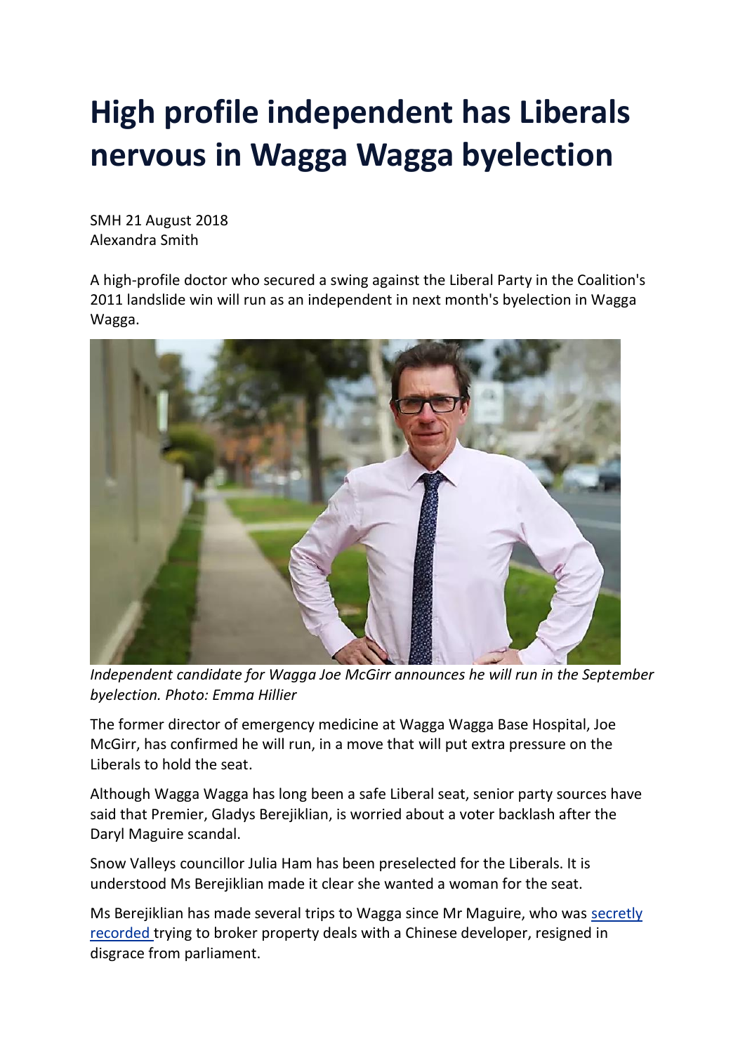# High profile independent has Liberals nervous in Wagga Wagga byelection

SMH 21 August 2018
Alexandra Smith

A high-profile doctor who secured a swing against the Liberal Party in the Coalition's 2011 landslide win will run as an independent in next month's byelection in Wagga Wagga.

*Independent candidate for Wagga Joe McGirr announces he will run in the September byelection. Photo: Emma Hillier*

The former director of emergency medicine at Wagga Wagga Base Hospital, Joe McGirr, has confirmed he will run, in a move that will put extra pressure on the Liberals to hold the seat.

Although Wagga Wagga has long been a safe Liberal seat, senior party sources have said that Premier, Gladys Berejiklian, is worried about a voter backlash after the Daryl Maguire scandal.

Snow Valleys councillor Julia Ham has been preselected for the Liberals. It is understood Ms Berejiklian made it clear she wanted a woman for the seat.

Ms Berejiklian has made several trips to Wagga since Mr Maguire, who was secretly recorded trying to broker property deals with a Chinese developer, resigned in disgrace from parliament.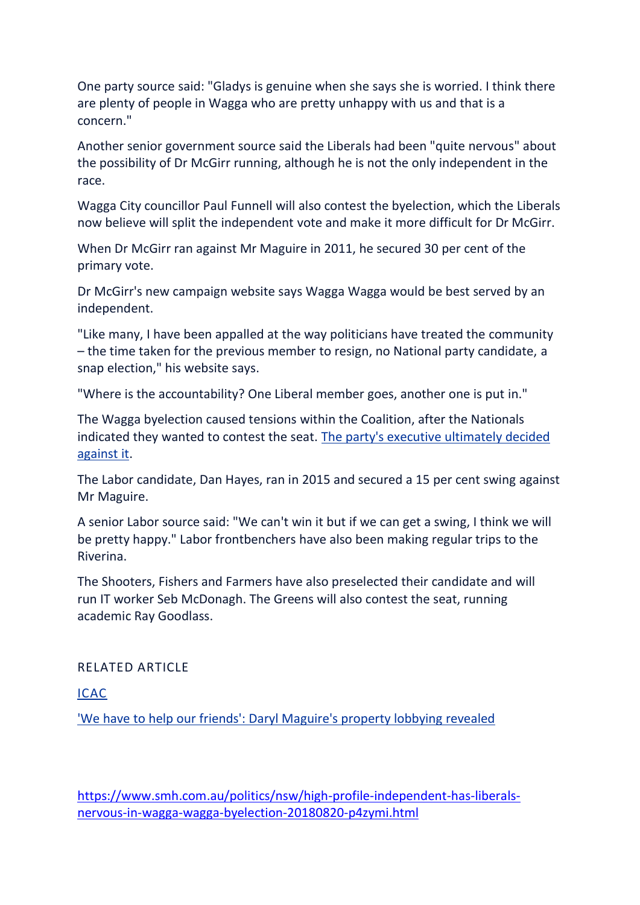One party source said: "Gladys is genuine when she says she is worried. I think there are plenty of people in Wagga who are pretty unhappy with us and that is a concern."

Another senior government source said the Liberals had been "quite nervous" about the possibility of Dr McGirr running, although he is not the only independent in the race.

Wagga City councillor Paul Funnell will also contest the byelection, which the Liberals now believe will split the independent vote and make it more difficult for Dr McGirr.

When Dr McGirr ran against Mr Maguire in 2011, he secured 30 per cent of the primary vote.

Dr McGirr's new campaign website says Wagga Wagga would be best served by an independent.

"Like many, I have been appalled at the way politicians have treated the community – the time taken for the previous member to resign, no National party candidate, a snap election," his website says.

"Where is the accountability? One Liberal member goes, another one is put in."

The Wagga byelection caused tensions within the Coalition, after the Nationals indicated they wanted to contest the seat. [The party's executive ultimately decided against it](#).

The Labor candidate, Dan Hayes, ran in 2015 and secured a 15 per cent swing against Mr Maguire.

A senior Labor source said: "We can't win it but if we can get a swing, I think we will be pretty happy." Labor frontbenchers have also been making regular trips to the Riverina.

The Shooters, Fishers and Farmers have also preselected their candidate and will run IT worker Seb McDonagh. The Greens will also contest the seat, running academic Ray Goodlass.

RELATED ARTICLE

[ICAC](#)

['We have to help our friends': Daryl Maguire's property lobbying revealed](#)

https://www.smh.com.au/politics/nsw/high-profile-independent-has-liberals-nervous-in-wagga-wagga-byelection-20180820-p4zymi.html